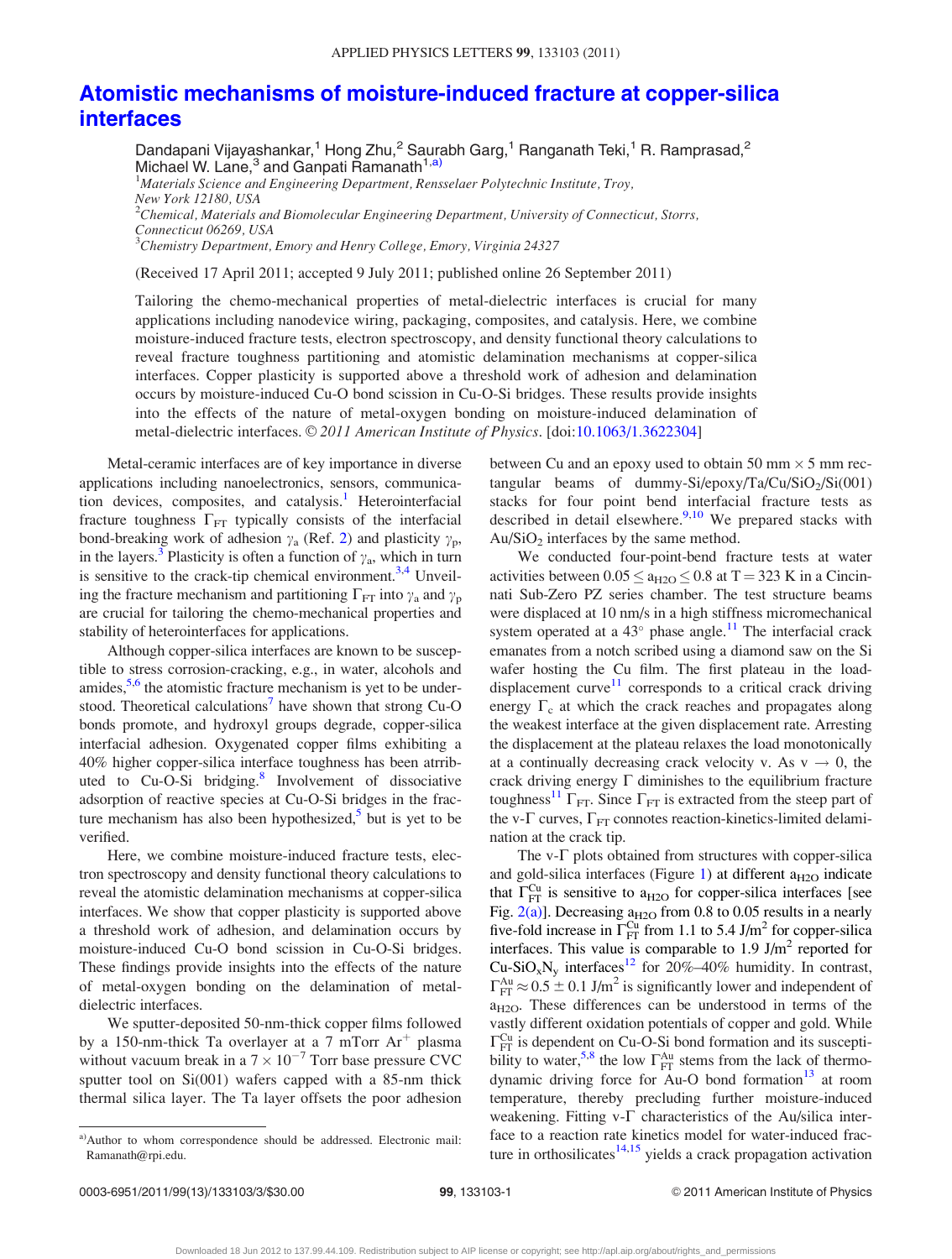# Atomistic mechanisms of moisture-induced fracture at copper-silica interfaces

Dandapani Vijayashankar,[1] Hong Zhu,[2] Saurabh Garg,[1] Ranganath Teki,[1] R. Ramprasad,[2] Michael W. Lane,[3] and Ganpati Ramanath[1,a)]

[1]*Materials Science and Engineering Department, Rensselaer Polytechnic Institute, Troy, New York 12180, USA*
[2]*Chemical, Materials and Biomolecular Engineering Department, University of Connecticut, Storrs, Connecticut 06269, USA*
[3]*Chemistry Department, Emory and Henry College, Emory, Virginia 24327*

(Received 17 April 2011; accepted 9 July 2011; published online 26 September 2011)

Tailoring the chemo-mechanical properties of metal-dielectric interfaces is crucial for many applications including nanodevice wiring, packaging, composites, and catalysis. Here, we combine moisture-induced fracture tests, electron spectroscopy, and density functional theory calculations to reveal fracture toughness partitioning and atomistic delamination mechanisms at copper-silica interfaces. Copper plasticity is supported above a threshold work of adhesion and delamination occurs by moisture-induced Cu-O bond scission in Cu-O-Si bridges. These results provide insights into the effects of the nature of metal-oxygen bonding on moisture-induced delamination of metal-dielectric interfaces. © *2011 American Institute of Physics*. [doi:10.1063/1.3622304]

Metal-ceramic interfaces are of key importance in diverse applications including nanoelectronics, sensors, communication devices, composites, and catalysis.[1] Heterointerfacial fracture toughness $\Gamma_{FT}$ typically consists of the interfacial bond-breaking work of adhesion $\gamma_a$ (Ref. 2) and plasticity $\gamma_p$, in the layers.[3] Plasticity is often a function of $\gamma_a$, which in turn is sensitive to the crack-tip chemical environment.[3,4] Unveiling the fracture mechanism and partitioning $\Gamma_{FT}$ into $\gamma_a$ and $\gamma_p$ are crucial for tailoring the chemo-mechanical properties and stability of heterointerfaces for applications.

Although copper-silica interfaces are known to be susceptible to stress corrosion-cracking, e.g., in water, alcohols and amides,[5,6] the atomistic fracture mechanism is yet to be understood. Theoretical calculations[7] have shown that strong Cu-O bonds promote, and hydroxyl groups degrade, copper-silica interfacial adhesion. Oxygenated copper films exhibiting a 40% higher copper-silica interface toughness has been attributed to Cu-O-Si bridging.[8] Involvement of dissociative adsorption of reactive species at Cu-O-Si bridges in the fracture mechanism has also been hypothesized,[5] but is yet to be verified.

Here, we combine moisture-induced fracture tests, electron spectroscopy and density functional theory calculations to reveal the atomistic delamination mechanisms at copper-silica interfaces. We show that copper plasticity is supported above a threshold work of adhesion, and delamination occurs by moisture-induced Cu-O bond scission in Cu-O-Si bridges. These findings provide insights into the effects of the nature of metal-oxygen bonding on the delamination of metal-dielectric interfaces.

We sputter-deposited 50-nm-thick copper films followed by a 150-nm-thick Ta overlayer at a 7 mTorr $Ar^+$ plasma without vacuum break in a $7 \times 10^{-7}$ Torr base pressure CVC sputter tool on Si(001) wafers capped with a 85-nm thick thermal silica layer. The Ta layer offsets the poor adhesion between Cu and an epoxy used to obtain 50 mm × 5 mm rectangular beams of dummy-Si/epoxy/Ta/Cu/$SiO_2$/Si(001) stacks for four point bend interfacial fracture tests as described in detail elsewhere.[9,10] We prepared stacks with Au/$SiO_2$ interfaces by the same method.

We conducted four-point-bend fracture tests at water activities between $0.05 \leq a_{H2O} \leq 0.8$ at T = 323 K in a Cincinnati Sub-Zero PZ series chamber. The test structure beams were displaced at 10 nm/s in a high stiffness micromechanical system operated at a 43° phase angle.[11] The interfacial crack emanates from a notch scribed using a diamond saw on the Si wafer hosting the Cu film. The first plateau in the load-displacement curve[11] corresponds to a critical crack driving energy $\Gamma_c$ at which the crack reaches and propagates along the weakest interface at the given displacement rate. Arresting the displacement at the plateau relaxes the load monotonically at a continually decreasing crack velocity v. As $v \rightarrow 0$, the crack driving energy $\Gamma$ diminishes to the equilibrium fracture toughness[11] $\Gamma_{FT}$. Since $\Gamma_{FT}$ is extracted from the steep part of the v-$\Gamma$ curves, $\Gamma_{FT}$ connotes reaction-kinetics-limited delamination at the crack tip.

The v-$\Gamma$ plots obtained from structures with copper-silica and gold-silica interfaces (Figure 1) at different $a_{H2O}$ indicate that $\Gamma_{FT}^{Cu}$ is sensitive to $a_{H2O}$ for copper-silica interfaces [see Fig. 2(a)]. Decreasing $a_{H2O}$ from 0.8 to 0.05 results in a nearly five-fold increase in $\Gamma_{FT}^{Cu}$ from 1.1 to 5.4 J/m$^2$ for copper-silica interfaces. This value is comparable to 1.9 J/m$^2$ reported for Cu-$SiO_xN_y$ interfaces[12] for 20%–40% humidity. In contrast, $\Gamma_{FT}^{Au} \approx 0.5 \pm 0.1$ J/m$^2$ is significantly lower and independent of $a_{H2O}$. These differences can be understood in terms of the vastly different oxidation potentials of copper and gold. While $\Gamma_{FT}^{Cu}$ is dependent on Cu-O-Si bond formation and its susceptibility to water,[5,8] the low $\Gamma_{FT}^{Au}$ stems from the lack of thermodynamic driving force for Au-O bond formation[13] at room temperature, thereby precluding further moisture-induced weakening. Fitting v-$\Gamma$ characteristics of the Au/silica interface to a reaction rate kinetics model for water-induced fracture in orthosilicates[14,15] yields a crack propagation activation

a)Author to whom correspondence should be addressed. Electronic mail: Ramanath@rpi.edu.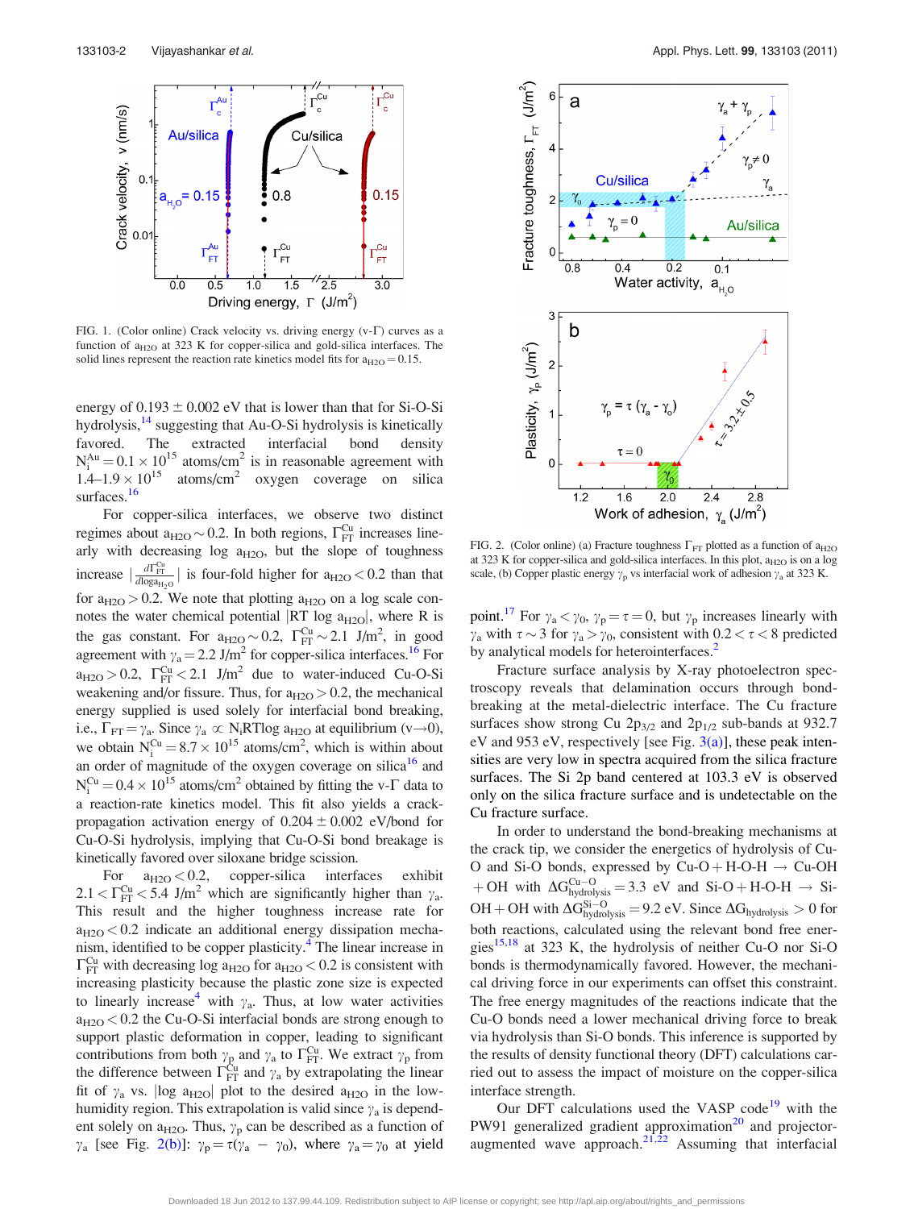FIG. 1. (Color online) Crack velocity vs. driving energy (v-Γ) curves as a function of $a_{H2O}$ at 323 K for copper-silica and gold-silica interfaces. The solid lines represent the reaction rate kinetics model fits for $a_{H2O} = 0.15$.

energy of $0.193 \pm 0.002$ eV that is lower than that for Si-O-Si hydrolysis,[14] suggesting that Au-O-Si hydrolysis is kinetically favored. The extracted interfacial bond density $N_i^{Au} = 0.1 \times 10^{15}$ atoms/cm$^2$ is in reasonable agreement with $1.4$–$1.9 \times 10^{15}$ atoms/cm$^2$ oxygen coverage on silica surfaces.[16]

For copper-silica interfaces, we observe two distinct regimes about $a_{H2O} \sim 0.2$. In both regions, $\Gamma_{FT}^{Cu}$ increases linearly with decreasing log $a_{H2O}$, but the slope of toughness increase $\left|\frac{d\Gamma_{FT}^{Cu}}{d\log a_{H_2O}}\right|$ is four-fold higher for $a_{H2O} < 0.2$ than that for $a_{H2O} > 0.2$. We note that plotting $a_{H2O}$ on a log scale connotes the water chemical potential $|RT \log a_{H2O}|$, where R is the gas constant. For $a_{H2O} \sim 0.2$, $\Gamma_{FT}^{Cu} \sim 2.1$ J/m$^2$, in good agreement with $\gamma_a = 2.2$ J/m$^2$ for copper-silica interfaces.[16] For $a_{H2O} > 0.2$, $\Gamma_{FT}^{Cu} < 2.1$ J/m$^2$ due to water-induced Cu-O-Si weakening and/or fissure. Thus, for $a_{H2O} > 0.2$, the mechanical energy supplied is used solely for interfacial bond breaking, i.e., $\Gamma_{FT} = \gamma_a$. Since $\gamma_a \propto N_i RT \log a_{H2O}$ at equilibrium ($v \rightarrow 0$), we obtain $N_i^{Cu} = 8.7 \times 10^{15}$ atoms/cm$^2$, which is within about an order of magnitude of the oxygen coverage on silica[16] and $N_i^{Cu} = 0.4 \times 10^{15}$ atoms/cm$^2$ obtained by fitting the v-Γ data to a reaction-rate kinetics model. This fit also yields a crack-propagation activation energy of $0.204 \pm 0.002$ eV/bond for Cu-O-Si hydrolysis, implying that Cu-O-Si bond breakage is kinetically favored over siloxane bridge scission.

For $a_{H2O} < 0.2$, copper-silica interfaces exhibit $2.1 < \Gamma_{FT}^{Cu} < 5.4$ J/m$^2$ which are significantly higher than $\gamma_a$. This result and the higher toughness increase rate for $a_{H2O} < 0.2$ indicate an additional energy dissipation mechanism, identified to be copper plasticity.[4] The linear increase in $\Gamma_{FT}^{Cu}$ with decreasing log $a_{H2O}$ for $a_{H2O} < 0.2$ is consistent with increasing plasticity because the plastic zone size is expected to linearly increase[4] with $\gamma_a$. Thus, at low water activities $a_{H2O} < 0.2$ the Cu-O-Si interfacial bonds are strong enough to support plastic deformation in copper, leading to significant contributions from both $\gamma_p$ and $\gamma_a$ to $\Gamma_{FT}^{Cu}$. We extract $\gamma_p$ from the difference between $\Gamma_{FT}^{Cu}$ and $\gamma_a$ by extrapolating the linear fit of $\gamma_a$ vs. $|\log a_{H2O}|$ plot to the desired $a_{H2O}$ in the low-humidity region. This extrapolation is valid since $\gamma_a$ is dependent solely on $a_{H2O}$. Thus, $\gamma_p$ can be described as a function of $\gamma_a$ [see Fig. 2(b)]: $\gamma_p = \tau(\gamma_a - \gamma_0)$, where $\gamma_a = \gamma_0$ at yield point.[17] For $\gamma_a < \gamma_0$, $\gamma_p = \tau = 0$, but $\gamma_p$ increases linearly with $\gamma_a$ with $\tau \sim 3$ for $\gamma_a > \gamma_0$, consistent with $0.2 < \tau < 8$ predicted by analytical models for heterointerfaces.[2]

FIG. 2. (Color online) (a) Fracture toughness $\Gamma_{FT}$ plotted as a function of $a_{H2O}$ at 323 K for copper-silica and gold-silica interfaces. In this plot, $a_{H2O}$ is on a log scale, (b) Copper plastic energy $\gamma_p$ vs interfacial work of adhesion $\gamma_a$ at 323 K.

Fracture surface analysis by X-ray photoelectron spectroscopy reveals that delamination occurs through bond-breaking at the metal-dielectric interface. The Cu fracture surfaces show strong Cu $2p_{3/2}$ and $2p_{1/2}$ sub-bands at 932.7 eV and 953 eV, respectively [see Fig. 3(a)], these peak intensities are very low in spectra acquired from the silica fracture surfaces. The Si 2p band centered at 103.3 eV is observed only on the silica fracture surface and is undetectable on the Cu fracture surface.

In order to understand the bond-breaking mechanisms at the crack tip, we consider the energetics of hydrolysis of Cu-O and Si-O bonds, expressed by Cu-O + H-O-H → Cu-OH + OH with $\Delta G_{hydrolysis}^{Cu-O} = 3.3$ eV and Si-O + H-O-H → Si-OH + OH with $\Delta G_{hydrolysis}^{Si-O} = 9.2$ eV. Since $\Delta G_{hydrolysis} > 0$ for both reactions, calculated using the relevant bond free energies[15,18] at 323 K, the hydrolysis of neither Cu-O nor Si-O bonds is thermodynamically favored. However, the mechanical driving force in our experiments can offset this constraint. The free energy magnitudes of the reactions indicate that the Cu-O bonds need a lower mechanical driving force to break via hydrolysis than Si-O bonds. This inference is supported by the results of density functional theory (DFT) calculations carried out to assess the impact of moisture on the copper-silica interface strength.

Our DFT calculations used the VASP code[19] with the PW91 generalized gradient approximation[20] and projector-augmented wave approach.[21,22] Assuming that interfacial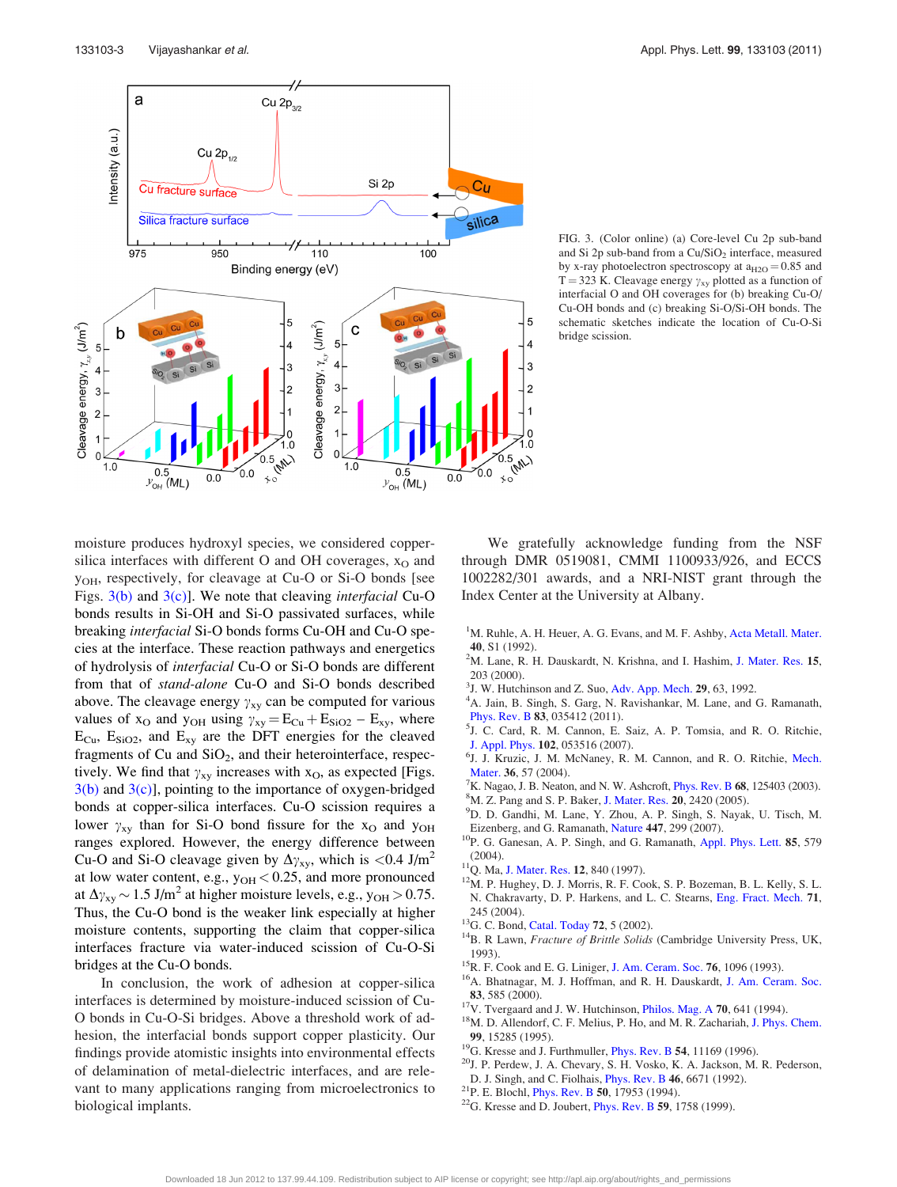a

Cu $2p_{3/2}$

Cu $2p_{1/2}$

Intensity (a.u.)

Cu fracture surface

Silica fracture surface

Si 2p

Cu

silica

975 950 110 100

Binding energy (eV)

FIG. 3. (Color online) (a) Core-level Cu 2p sub-band and Si 2p sub-band from a Cu/$SiO_2$ interface, measured by x-ray photoelectron spectroscopy at $a_{H2O} = 0.85$ and T = 323 K. Cleavage energy $\gamma_{xy}$ plotted as a function of interfacial O and OH coverages for (b) breaking Cu-O/Cu-OH bonds and (c) breaking Si-O/Si-OH bonds. The schematic sketches indicate the location of Cu-O-Si bridge scission.

moisture produces hydroxyl species, we considered copper-silica interfaces with different O and OH coverages, $x_O$ and $y_{OH}$, respectively, for cleavage at Cu-O or Si-O bonds [see Figs. 3(b) and 3(c)]. We note that cleaving *interfacial* Cu-O bonds results in Si-OH and Si-O passivated surfaces, while breaking *interfacial* Si-O bonds forms Cu-OH and Cu-O species at the interface. These reaction pathways and energetics of hydrolysis of *interfacial* Cu-O or Si-O bonds are different from that of *stand-alone* Cu-O and Si-O bonds described above. The cleavage energy $\gamma_{xy}$ can be computed for various values of $x_O$ and $y_{OH}$ using $\gamma_{xy} = E_{Cu} + E_{SiO2} - E_{xy}$, where $E_{Cu}$, $E_{SiO2}$, and $E_{xy}$ are the DFT energies for the cleaved fragments of Cu and $SiO_2$, and their heterointerface, respectively. We find that $\gamma_{xy}$ increases with $x_O$, as expected [Figs. 3(b) and 3(c)], pointing to the importance of oxygen-bridged bonds at copper-silica interfaces. Cu-O scission requires a lower $\gamma_{xy}$ than for Si-O bond fissure for the $x_O$ and $y_{OH}$ ranges explored. However, the energy difference between Cu-O and Si-O cleavage given by $\Delta\gamma_{xy}$, which is $<0.4$ J/m$^2$ at low water content, e.g., $y_{OH} < 0.25$, and more pronounced at $\Delta\gamma_{xy} \sim 1.5$ J/m$^2$ at higher moisture levels, e.g., $y_{OH} > 0.75$. Thus, the Cu-O bond is the weaker link especially at higher moisture contents, supporting the claim that copper-silica interfaces fracture via water-induced scission of Cu-O-Si bridges at the Cu-O bonds.

In conclusion, the work of adhesion at copper-silica interfaces is determined by moisture-induced scission of Cu-O bonds in Cu-O-Si bridges. Above a threshold work of adhesion, the interfacial bonds support copper plasticity. Our findings provide atomistic insights into environmental effects of delamination of metal-dielectric interfaces, and are relevant to many applications ranging from microelectronics to biological implants.

We gratefully acknowledge funding from the NSF through DMR 0519081, CMMI 1100933/926, and ECCS 1002282/301 awards, and a NRI-NIST grant through the Index Center at the University at Albany.

[1] M. Ruhle, A. H. Heuer, A. G. Evans, and M. F. Ashby, Acta Metall. Mater. **40**, S1 (1992).
[2] M. Lane, R. H. Dauskardt, N. Krishna, and I. Hashim, J. Mater. Res. **15**, 203 (2000).
[3] J. W. Hutchinson and Z. Suo, Adv. App. Mech. **29**, 63, 1992.
[4] A. Jain, B. Singh, S. Garg, N. Ravishankar, M. Lane, and G. Ramanath, Phys. Rev. B **83**, 035412 (2011).
[5] J. C. Card, R. M. Cannon, E. Saiz, A. P. Tomsia, and R. O. Ritchie, J. Appl. Phys. **102**, 053516 (2007).
[6] J. J. Kruzic, J. M. McNaney, R. M. Cannon, and R. O. Ritchie, Mech. Mater. **36**, 57 (2004).
[7] K. Nagao, J. B. Neaton, and N. W. Ashcroft, Phys. Rev. B **68**, 125403 (2003).
[8] M. Z. Pang and S. P. Baker, J. Mater. Res. **20**, 2420 (2005).
[9] D. D. Gandhi, M. Lane, Y. Zhou, A. P. Singh, S. Nayak, U. Tisch, M. Eizenberg, and G. Ramanath, Nature **447**, 299 (2007).
[10] P. G. Ganesan, A. P. Singh, and G. Ramanath, Appl. Phys. Lett. **85**, 579 (2004).
[11] Q. Ma, J. Mater. Res. **12**, 840 (1997).
[12] M. P. Hughey, D. J. Morris, R. F. Cook, S. P. Bozeman, B. L. Kelly, S. L. N. Chakravarty, D. P. Harkens, and L. C. Stearns, Eng. Fract. Mech. **71**, 245 (2004).
[13] G. C. Bond, Catal. Today **72**, 5 (2002).
[14] B. R Lawn, *Fracture of Brittle Solids* (Cambridge University Press, UK, 1993).
[15] R. F. Cook and E. G. Liniger, J. Am. Ceram. Soc. **76**, 1096 (1993).
[16] A. Bhatnagar, M. J. Hoffman, and R. H. Dauskardt, J. Am. Ceram. Soc. **83**, 585 (2000).
[17] V. Tvergaard and J. W. Hutchinson, Philos. Mag. A **70**, 641 (1994).
[18] M. D. Allendorf, C. F. Melius, P. Ho, and M. R. Zachariah, J. Phys. Chem. **99**, 15285 (1995).
[19] G. Kresse and J. Furthmuller, Phys. Rev. B **54**, 11169 (1996).
[20] J. P. Perdew, J. A. Chevary, S. H. Vosko, K. A. Jackson, M. R. Pederson, D. J. Singh, and C. Fiolhais, Phys. Rev. B **46**, 6671 (1992).
[21] P. E. Blochl, Phys. Rev. B **50**, 17953 (1994).
[22] G. Kresse and D. Joubert, Phys. Rev. B **59**, 1758 (1999).